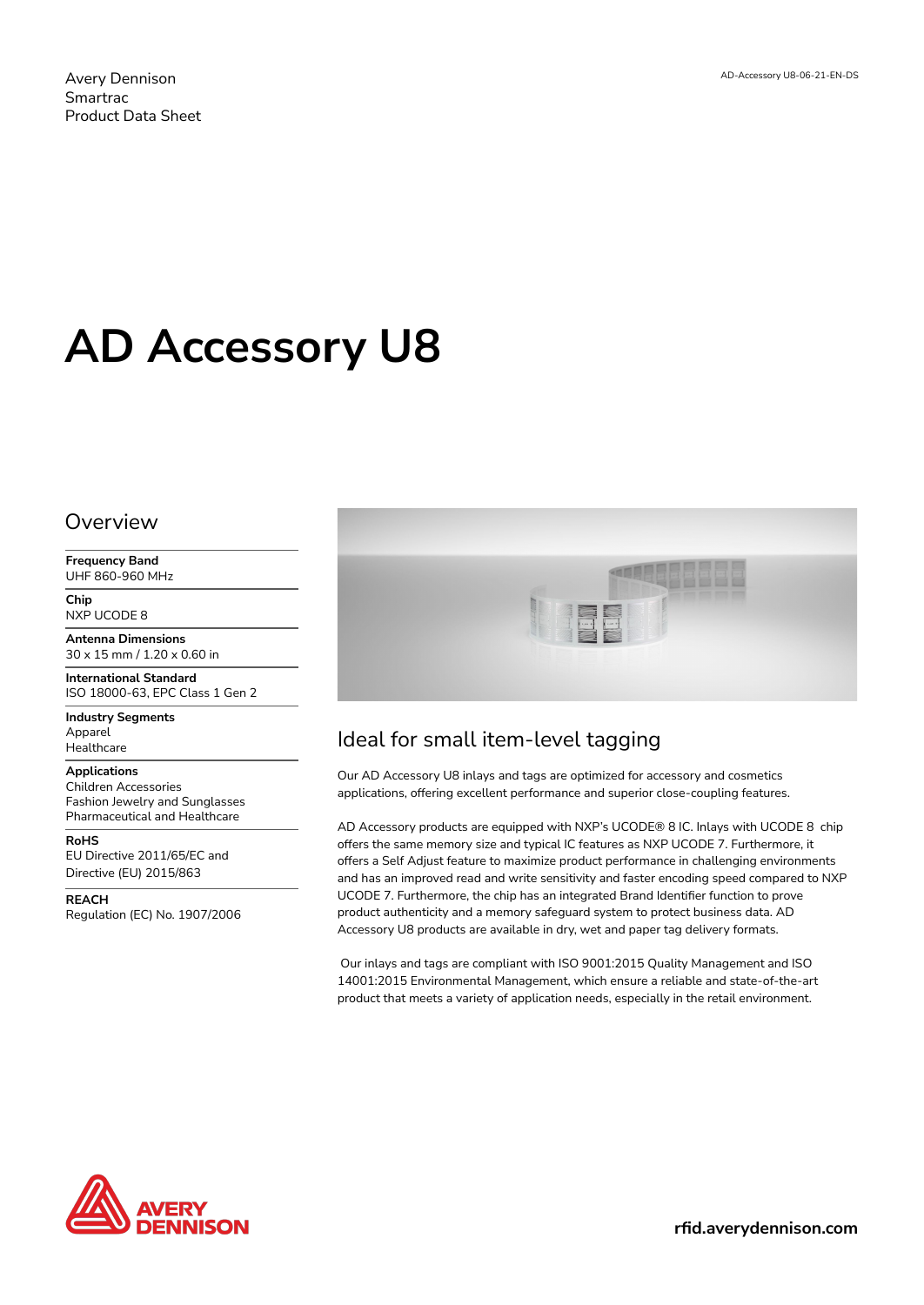Avery Dennison
Smartrac
Product Data Sheet

AD-Accessory U8-06-21-EN-DS

# AD Accessory U8

## Overview

**Frequency Band**
UHF 860-960 MHz

**Chip**
NXP UCODE 8

**Antenna Dimensions**
30 x 15 mm / 1.20 x 0.60 in

**International Standard**
ISO 18000-63, EPC Class 1 Gen 2

**Industry Segments**
Apparel
Healthcare

**Applications**
Children Accessories
Fashion Jewelry and Sunglasses
Pharmaceutical and Healthcare

**RoHS**
EU Directive 2011/65/EC and Directive (EU) 2015/863

**REACH**
Regulation (EC) No. 1907/2006

## Ideal for small item-level tagging

Our AD Accessory U8 inlays and tags are optimized for accessory and cosmetics applications, offering excellent performance and superior close-coupling features.

AD Accessory products are equipped with NXP's UCODE® 8 IC. Inlays with UCODE 8 chip offers the same memory size and typical IC features as NXP UCODE 7. Furthermore, it offers a Self Adjust feature to maximize product performance in challenging environments and has an improved read and write sensitivity and faster encoding speed compared to NXP UCODE 7. Furthermore, the chip has an integrated Brand Identifier function to prove product authenticity and a memory safeguard system to protect business data. AD Accessory U8 products are available in dry, wet and paper tag delivery formats.

Our inlays and tags are compliant with ISO 9001:2015 Quality Management and ISO 14001:2015 Environmental Management, which ensure a reliable and state-of-the-art product that meets a variety of application needs, especially in the retail environment.

AVERY DENNISON

rfid.averydennison.com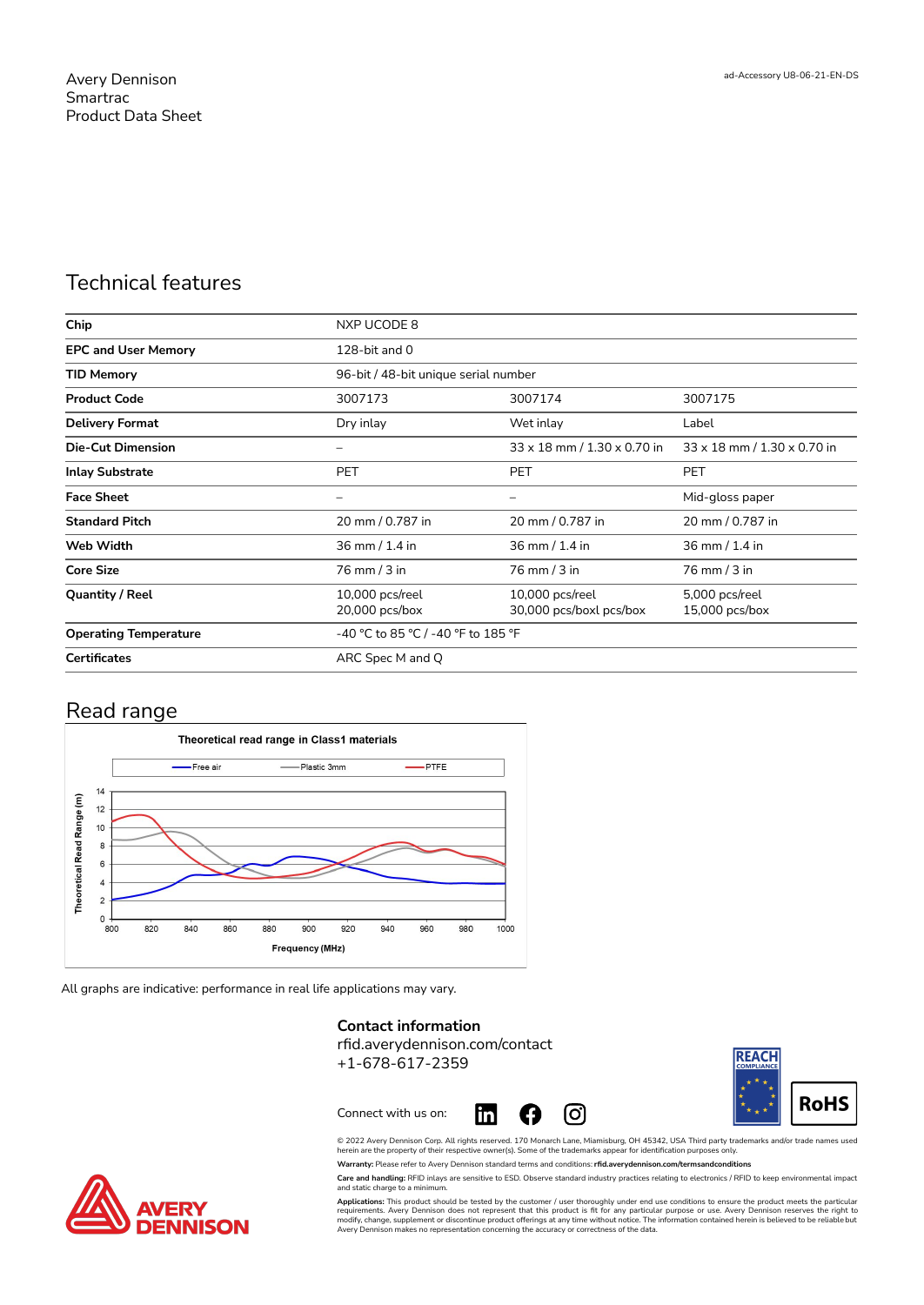Avery Dennison
Smartrac
Product Data Sheet

ad-Accessory U8-06-21-EN-DS

## Technical features

| | | | |
|---|---|---|---|
| **Chip** | NXP UCODE 8 | | |
| **EPC and User Memory** | 128-bit and 0 | | |
| **TID Memory** | 96-bit / 48-bit unique serial number | | |
| **Product Code** | 3007173 | 3007174 | 3007175 |
| **Delivery Format** | Dry inlay | Wet inlay | Label |
| **Die-Cut Dimension** | – | 33 x 18 mm / 1.30 x 0.70 in | 33 x 18 mm / 1.30 x 0.70 in |
| **Inlay Substrate** | PET | PET | PET |
| **Face Sheet** | – | – | Mid-gloss paper |
| **Standard Pitch** | 20 mm / 0.787 in | 20 mm / 0.787 in | 20 mm / 0.787 in |
| **Web Width** | 36 mm / 1.4 in | 36 mm / 1.4 in | 36 mm / 1.4 in |
| **Core Size** | 76 mm / 3 in | 76 mm / 3 in | 76 mm / 3 in |
| **Quantity / Reel** | 10,000 pcs/reel<br>20,000 pcs/box | 10,000 pcs/reel<br>30,000 pcs/boxl pcs/box | 5,000 pcs/reel<br>15,000 pcs/box |
| **Operating Temperature** | -40 °C to 85 °C / -40 °F to 185 °F | | |
| **Certificates** | ARC Spec M and Q | | |

## Read range

Theoretical read range in Class1 materials

Free air
Plastic 3mm
PTFE

Theoretical Read Range (m)

0 2 4 6 8 10 12 14

800 820 840 860 880 900 920 940 960 980 1000

Frequency (MHz)

All graphs are indicative: performance in real life applications may vary.

**Contact information**
rfid.averydennison.com/contact
+1-678-617-2359

Connect with us on:

REACH COMPLIANCE

RoHS

© 2022 Avery Dennison Corp. All rights reserved. 170 Monarch Lane, Miamisburg, OH 45342, USA Third party trademarks and/or trade names used herein are the property of their respective owner(s). Some of the trademarks appear for identification purposes only.

**Warranty:** Please refer to Avery Dennison standard terms and conditions: **rfid.averydennison.com/termsandconditions**

**Care and handling:** RFID inlays are sensitive to ESD. Observe standard industry practices relating to electronics / RFID to keep environmental impact and static charge to a minimum.

**Applications:** This product should be tested by the customer / user thoroughly under end use conditions to ensure the product meets the particular requirements. Avery Dennison does not represent that this product is fit for any particular purpose or use. Avery Dennison reserves the right to modify, change, supplement or discontinue product offerings at any time without notice. The information contained herein is believed to be reliable but Avery Dennison makes no representation concerning the accuracy or correctness of the data.

AVERY DENNISON